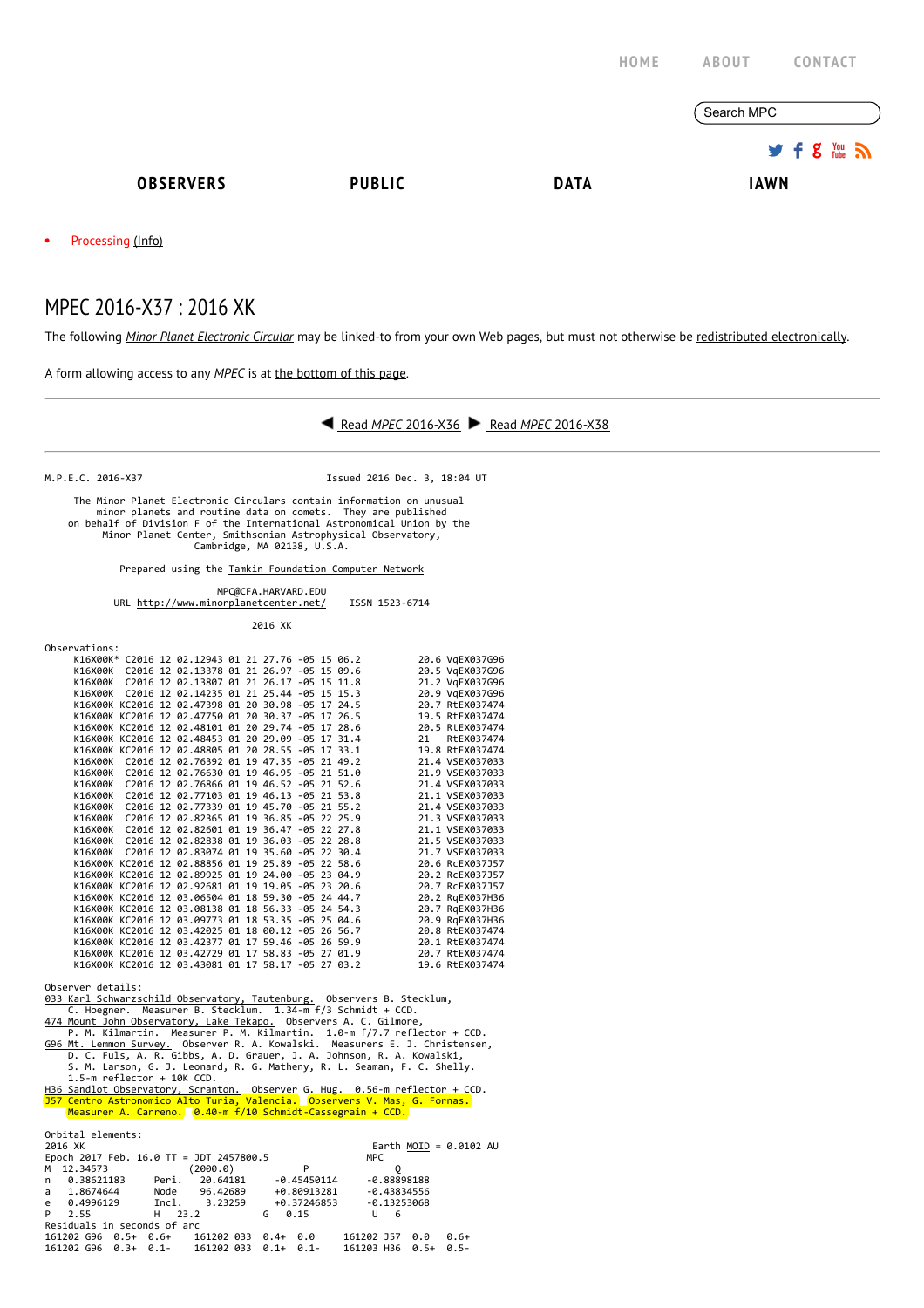HOME ABOUT CONTACT

Search MPC

**OBSERVERS** **PUBLIC** **DATA** **IAWN**

- Processing (Info)

# MPEC 2016-X37 : 2016 XK

The following *Minor Planet Electronic Circular* may be linked-to from your own Web pages, but must not otherwise be redistributed electronically.

A form allowing access to any *MPEC* is at the bottom of this page.

---

Read *MPEC* 2016-X36 Read *MPEC* 2016-X38

---

```
M.P.E.C. 2016-X37                                Issued 2016 Dec. 3, 18:04 UT

     The Minor Planet Electronic Circulars contain information on unusual
         minor planets and routine data on comets.  They are published
   on behalf of Division F of the International Astronomical Union by the
          Minor Planet Center, Smithsonian Astrophysical Observatory,
                          Cambridge, MA 02138, U.S.A.

                 Prepared using the Tamkin Foundation Computer Network

                             MPC@CFA.HARVARD.EDU
           URL http://www.minorplanetcenter.net/     ISSN 1523-6714

                                   2016 XK

Observations:
     K16X00K* C2016 12 02.12943 01 21 27.76 -05 15 06.2          20.6 VqEX037G96
     K16X00K  C2016 12 02.13378 01 21 26.97 -05 15 09.6          20.5 VqEX037G96
     K16X00K  C2016 12 02.13807 01 21 26.17 -05 15 11.8          21.2 VqEX037G96
     K16X00K  C2016 12 02.14235 01 21 25.44 -05 15 15.3          20.9 VqEX037G96
     K16X00K KC2016 12 02.47398 01 20 30.98 -05 17 24.5          20.7 RtEX037474
     K16X00K KC2016 12 02.47750 01 20 30.37 -05 17 26.5          19.5 RtEX037474
     K16X00K KC2016 12 02.48101 01 20 29.74 -05 17 28.6          20.5 RtEX037474
     K16X00K KC2016 12 02.48453 01 20 29.09 -05 17 31.4          21   RtEX037474
     K16X00K KC2016 12 02.48805 01 20 28.55 -05 17 33.1          19.8 RtEX037474
     K16X00K  C2016 12 02.76392 01 19 47.35 -05 21 49.2          21.4 VSEX037033
     K16X00K  C2016 12 02.76630 01 19 46.95 -05 21 51.0          21.9 VSEX037033
     K16X00K  C2016 12 02.76866 01 19 46.52 -05 21 52.6          21.4 VSEX037033
     K16X00K  C2016 12 02.77103 01 19 46.13 -05 21 53.8          21.1 VSEX037033
     K16X00K  C2016 12 02.77339 01 19 45.70 -05 21 55.2          21.4 VSEX037033
     K16X00K  C2016 12 02.82365 01 19 36.85 -05 22 25.9          21.3 VSEX037033
     K16X00K  C2016 12 02.82601 01 19 36.47 -05 22 27.8          21.1 VSEX037033
     K16X00K  C2016 12 02.82838 01 19 36.03 -05 22 28.8          21.5 VSEX037033
     K16X00K  C2016 12 02.83074 01 19 35.60 -05 22 30.4          21.7 VSEX037033
     K16X00K KC2016 12 02.88856 01 19 25.89 -05 22 58.6          20.6 RcEX037J57
     K16X00K KC2016 12 02.89925 01 19 24.00 -05 23 04.9          20.2 RcEX037J57
     K16X00K KC2016 12 02.92681 01 19 19.05 -05 23 20.6          20.7 RcEX037J57
     K16X00K KC2016 12 03.06504 01 18 59.30 -05 24 44.7          20.2 RqEX037H36
     K16X00K KC2016 12 03.08138 01 18 56.33 -05 24 54.3          20.7 RqEX037H36
     K16X00K KC2016 12 03.09773 01 18 53.35 -05 25 04.6          20.9 RqEX037H36
     K16X00K KC2016 12 03.42025 01 18 00.12 -05 26 56.7          20.8 RtEX037474
     K16X00K KC2016 12 03.42377 01 17 59.46 -05 26 59.9          20.1 RtEX037474
     K16X00K KC2016 12 03.42729 01 17 58.83 -05 27 01.9          20.7 RtEX037474
     K16X00K KC2016 12 03.43081 01 17 58.17 -05 27 03.2          19.6 RtEX037474

Observer details:
033 Karl Schwarzschild Observatory, Tautenburg.  Observers B. Stecklum,
    C. Hoegner.  Measurer B. Stecklum.  1.34-m f/3 Schmidt + CCD.
474 Mount John Observatory, Lake Tekapo.  Observers A. C. Gilmore,
    P. M. Kilmartin.  Measurer P. M. Kilmartin.  1.0-m f/7.7 reflector + CCD.
G96 Mt. Lemmon Survey.  Observer R. A. Kowalski.  Measurers E. J. Christensen,
    D. C. Fuls, A. R. Gibbs, A. D. Grauer, J. A. Johnson, R. A. Kowalski,
    S. M. Larson, G. J. Leonard, R. G. Matheny, R. L. Seaman, F. C. Shelly.
    1.5-m reflector + 10K CCD.
H36 Sandlot Observatory, Scranton.  Observer G. Hug.  0.56-m reflector + CCD.
J57 Centro Astronomico Alto Turia, Valencia.  Observers V. Mas, G. Fornas.
    Measurer A. Carreno.  0.40-m f/10 Schmidt-Cassegrain + CCD.

Orbital elements:
2016 XK                                                Earth MOID = 0.0102 AU
Epoch 2017 Feb. 16.0 TT = JDT 2457800.5                MPC
M  12.34573              (2000.0)            P                 Q
n   0.38621183     Peri.   20.64181     -0.45450114       -0.88898188
a   1.8674644      Node    96.42689     +0.80913281       -0.43834556
e   0.4996129      Incl.    3.23259     +0.37246853       -0.13253068
P   2.55           H   23.2           G   0.15           U   6
Residuals in seconds of arc
161202 G96  0.5+  0.6+    161202 033  0.4+  0.0     161202 J57  0.0   0.6+
161202 G96  0.3+  0.1-    161202 033  0.1+  0.1-    161203 H36  0.5+  0.5-
```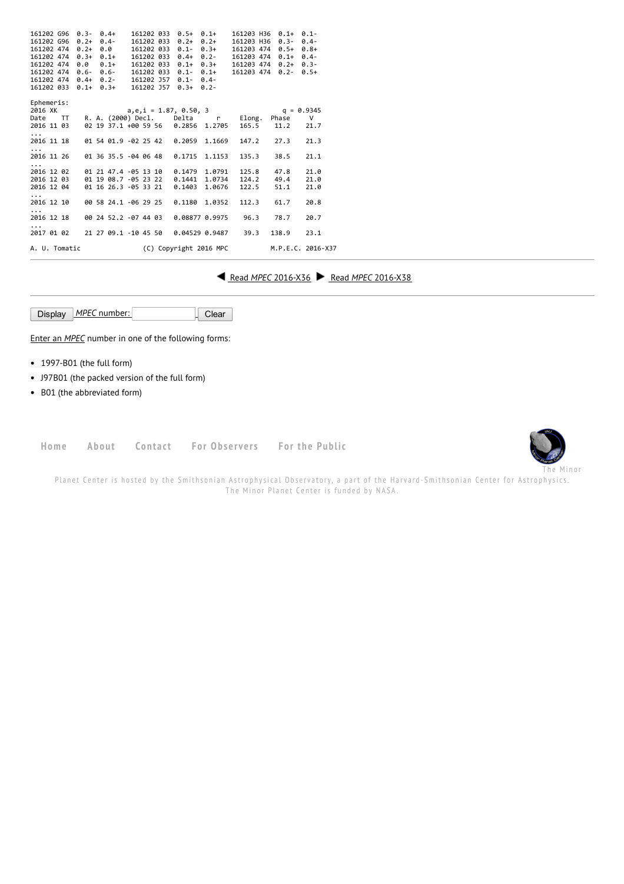```
161202 G96  0.3-  0.4+     161202 033  0.5+  0.1+     161203 H36  0.1+  0.1-
161202 G96  0.2+  0.4-     161202 033  0.2+  0.2+     161203 H36  0.3-  0.4-
161202 474  0.2+  0.0      161202 033  0.1-  0.3+     161203 474  0.5+  0.8+
161202 474  0.3+  0.1+     161202 033  0.4+  0.2-     161203 474  0.1+  0.4-
161202 474  0.0   0.1+     161202 033  0.1+  0.3+     161203 474  0.2+  0.3-
161202 474  0.6-  0.6-     161202 033  0.1-  0.1+     161203 474  0.2-  0.5+
161202 474  0.4+  0.2-     161202 J57  0.1-  0.4-
161202 033  0.1+  0.3+     161202 J57  0.3+  0.2-

Ephemeris:
2016 XK                  a,e,i = 1.87, 0.50, 3                 q = 0.9345
Date    TT    R. A. (2000) Decl.     Delta      r     Elong.  Phase    V
2016 11 03    02 19 37.1 +00 59 56   0.2856  1.2705   165.5    11.2    21.7
...
2016 11 18    01 54 01.9 -02 25 42   0.2059  1.1669   147.2    27.3    21.3
...
2016 11 26    01 36 35.5 -04 06 48   0.1715  1.1153   135.3    38.5    21.1
...
2016 12 02    01 21 47.4 -05 13 10   0.1479  1.0791   125.8    47.8    21.0
2016 12 03    01 19 08.7 -05 23 22   0.1441  1.0734   124.2    49.4    21.0
2016 12 04    01 16 26.3 -05 33 21   0.1403  1.0676   122.5    51.1    21.0
...
2016 12 10    00 58 24.1 -06 29 25   0.1180  1.0352   112.3    61.7    20.8
...
2016 12 18    00 24 52.2 -07 44 03   0.08877 0.9975    96.3    78.7    20.7
...
2017 01 02    21 27 09.1 -10 45 50   0.04529 0.9487    39.3   138.9    23.1

A. U. Tomatic               (C) Copyright 2016 MPC          M.P.E.C. 2016-X37
```

Read *MPEC* 2016-X36 Read *MPEC* 2016-X38

Display *MPEC* number: Clear

Enter an *MPEC* number in one of the following forms:

- 1997-B01 (the full form)
- J97B01 (the packed version of the full form)
- B01 (the abbreviated form)

Home About Contact For Observers For the Public

The Minor Planet Center is hosted by the Smithsonian Astrophysical Observatory, a part of the Harvard-Smithsonian Center for Astrophysics. The Minor Planet Center is funded by NASA.